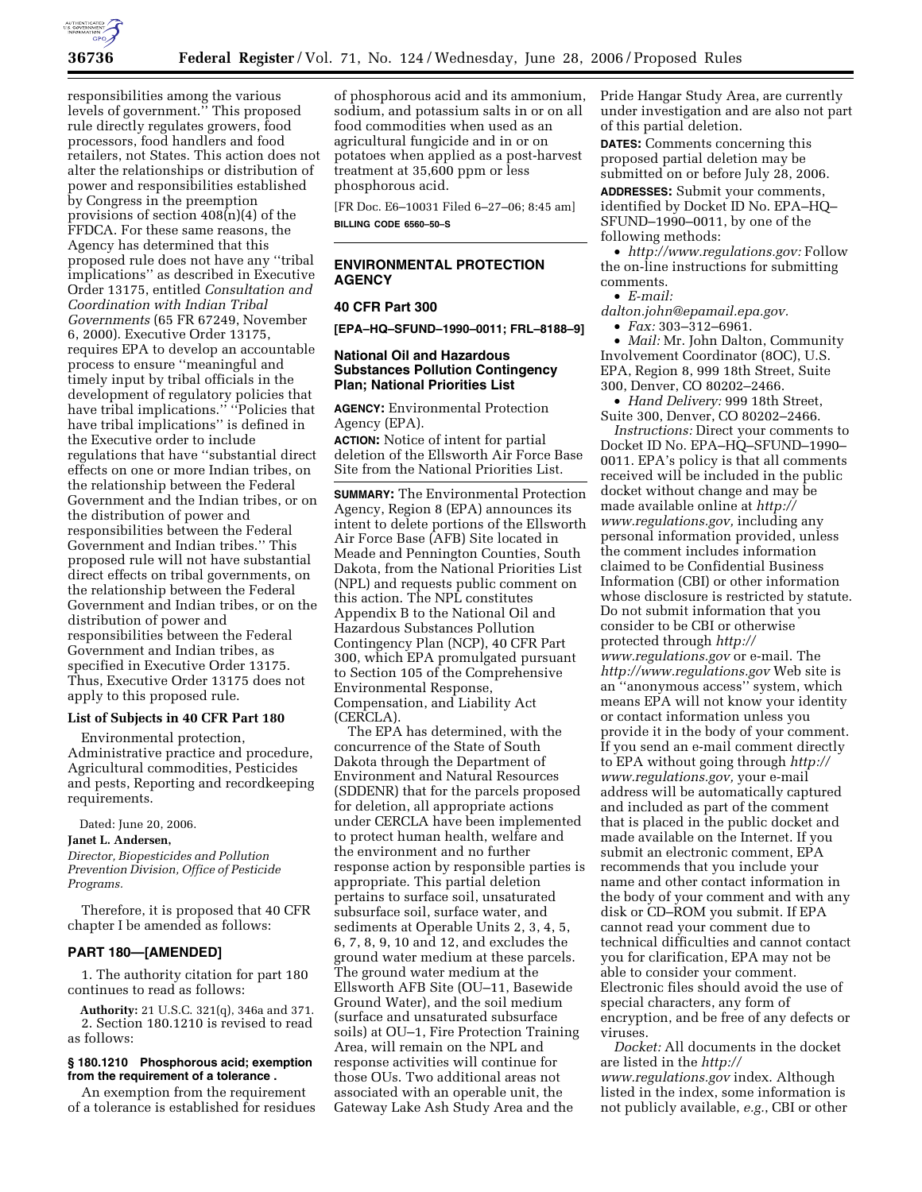responsibilities among the various levels of government.'' This proposed rule directly regulates growers, food processors, food handlers and food retailers, not States. This action does not alter the relationships or distribution of power and responsibilities established by Congress in the preemption provisions of section 408(n)(4) of the FFDCA. For these same reasons, the Agency has determined that this proposed rule does not have any ''tribal implications'' as described in Executive Order 13175, entitled *Consultation and Coordination with Indian Tribal Governments* (65 FR 67249, November 6, 2000). Executive Order 13175, requires EPA to develop an accountable process to ensure ''meaningful and timely input by tribal officials in the development of regulatory policies that have tribal implications.'' ''Policies that have tribal implications'' is defined in the Executive order to include regulations that have ''substantial direct effects on one or more Indian tribes, on the relationship between the Federal Government and the Indian tribes, or on the distribution of power and responsibilities between the Federal Government and Indian tribes.'' This proposed rule will not have substantial direct effects on tribal governments, on the relationship between the Federal Government and Indian tribes, or on the distribution of power and responsibilities between the Federal Government and Indian tribes, as specified in Executive Order 13175. Thus, Executive Order 13175 does not apply to this proposed rule.

### List of Subjects in 40 CFR Part 180

Environmental protection, Administrative practice and procedure, Agricultural commodities, Pesticides and pests, Reporting and recordkeeping requirements.

Dated: June 20, 2006.

**Janet L. Andersen,**

*Director, Biopesticides and Pollution Prevention Division, Office of Pesticide Programs.*

Therefore, it is proposed that 40 CFR chapter I be amended as follows:

## PART 180—[AMENDED]

1. The authority citation for part 180 continues to read as follows:

**Authority:** 21 U.S.C. 321(q), 346a and 371.

2. Section 180.1210 is revised to read as follows:

### § 180.1210 Phosphorous acid; exemption from the requirement of a tolerance .

An exemption from the requirement of a tolerance is established for residues of phosphorous acid and its ammonium, sodium, and potassium salts in or on all food commodities when used as an agricultural fungicide and in or on potatoes when applied as a post-harvest treatment at 35,600 ppm or less phosphorous acid.

[FR Doc. E6–10031 Filed 6–27–06; 8:45 am]

**BILLING CODE 6560–50–S**

---

## ENVIRONMENTAL PROTECTION AGENCY

### 40 CFR Part 300

**[EPA–HQ–SFUND–1990–0011; FRL–8188–9]**

### National Oil and Hazardous Substances Pollution Contingency Plan; National Priorities List

**AGENCY:** Environmental Protection Agency (EPA).

**ACTION:** Notice of intent for partial deletion of the Ellsworth Air Force Base Site from the National Priorities List.

**SUMMARY:** The Environmental Protection Agency, Region 8 (EPA) announces its intent to delete portions of the Ellsworth Air Force Base (AFB) Site located in Meade and Pennington Counties, South Dakota, from the National Priorities List (NPL) and requests public comment on this action. The NPL constitutes Appendix B to the National Oil and Hazardous Substances Pollution Contingency Plan (NCP), 40 CFR Part 300, which EPA promulgated pursuant to Section 105 of the Comprehensive Environmental Response, Compensation, and Liability Act (CERCLA).

The EPA has determined, with the concurrence of the State of South Dakota through the Department of Environment and Natural Resources (SDDENR) that for the parcels proposed for deletion, all appropriate actions under CERCLA have been implemented to protect human health, welfare and the environment and no further response action by responsible parties is appropriate. This partial deletion pertains to surface soil, unsaturated subsurface soil, surface water, and sediments at Operable Units 2, 3, 4, 5, 6, 7, 8, 9, 10 and 12, and excludes the ground water medium at these parcels. The ground water medium at the Ellsworth AFB Site (OU–11, Basewide Ground Water), and the soil medium (surface and unsaturated subsurface soils) at OU–1, Fire Protection Training Area, will remain on the NPL and response activities will continue for those OUs. Two additional areas not associated with an operable unit, the Gateway Lake Ash Study Area and the Pride Hangar Study Area, are currently under investigation and are also not part of this partial deletion.

**DATES:** Comments concerning this proposed partial deletion may be submitted on or before July 28, 2006.

**ADDRESSES:** Submit your comments, identified by Docket ID No. EPA–HQ–SFUND–1990–0011, by one of the following methods:

- *http://www.regulations.gov:* Follow the on-line instructions for submitting comments.
- *E-mail: dalton.john@epamail.epa.gov.*
- *Fax:* 303–312–6961.
- *Mail:* Mr. John Dalton, Community Involvement Coordinator (8OC), U.S. EPA, Region 8, 999 18th Street, Suite 300, Denver, CO 80202–2466.
- *Hand Delivery:* 999 18th Street, Suite 300, Denver, CO 80202–2466.

*Instructions:* Direct your comments to Docket ID No. EPA–HQ–SFUND–1990–0011. EPA's policy is that all comments received will be included in the public docket without change and may be made available online at *http://www.regulations.gov,* including any personal information provided, unless the comment includes information claimed to be Confidential Business Information (CBI) or other information whose disclosure is restricted by statute. Do not submit information that you consider to be CBI or otherwise protected through *http://www.regulations.gov* or e-mail. The *http://www.regulations.gov* Web site is an ''anonymous access'' system, which means EPA will not know your identity or contact information unless you provide it in the body of your comment. If you send an e-mail comment directly to EPA without going through *http://www.regulations.gov,* your e-mail address will be automatically captured and included as part of the comment that is placed in the public docket and made available on the Internet. If you submit an electronic comment, EPA recommends that you include your name and other contact information in the body of your comment and with any disk or CD–ROM you submit. If EPA cannot read your comment due to technical difficulties and cannot contact you for clarification, EPA may not be able to consider your comment. Electronic files should avoid the use of special characters, any form of encryption, and be free of any defects or viruses.

*Docket:* All documents in the docket are listed in the *http://www.regulations.gov* index. Although listed in the index, some information is not publicly available, *e.g.*, CBI or other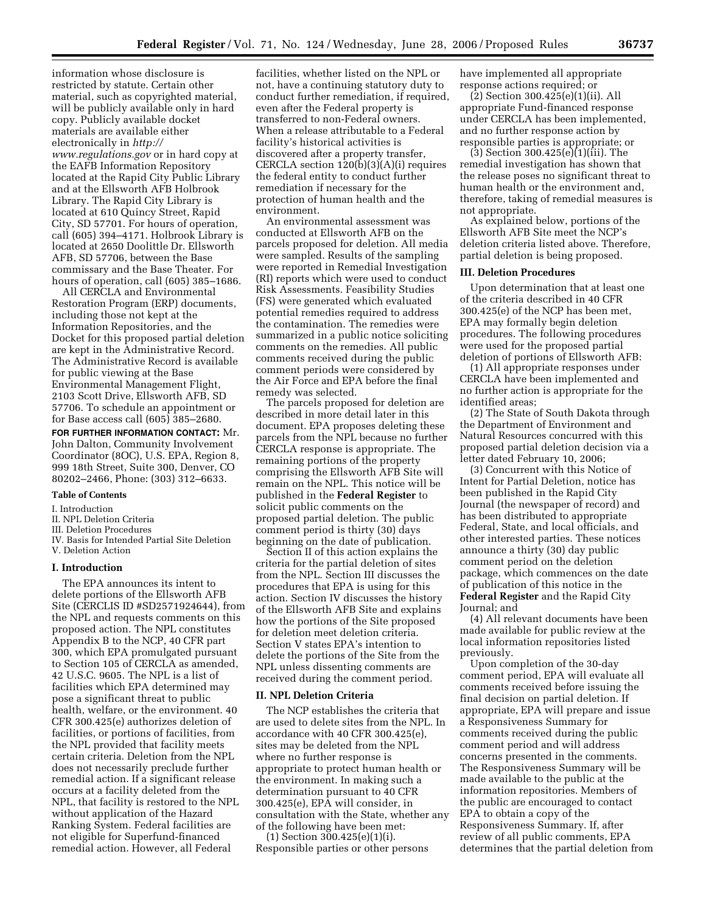information whose disclosure is restricted by statute. Certain other material, such as copyrighted material, will be publicly available only in hard copy. Publicly available docket materials are available either electronically in *http://www.regulations.gov* or in hard copy at the EAFB Information Repository located at the Rapid City Public Library and at the Ellsworth AFB Holbrook Library. The Rapid City Library is located at 610 Quincy Street, Rapid City, SD 57701. For hours of operation, call (605) 394–4171. Holbrook Library is located at 2650 Doolittle Dr. Ellsworth AFB, SD 57706, between the Base commissary and the Base Theater. For hours of operation, call (605) 385–1686.

All CERCLA and Environmental Restoration Program (ERP) documents, including those not kept at the Information Repositories, and the Docket for this proposed partial deletion are kept in the Administrative Record. The Administrative Record is available for public viewing at the Base Environmental Management Flight, 2103 Scott Drive, Ellsworth AFB, SD 57706. To schedule an appointment or for Base access call (605) 385–2680.

**FOR FURTHER INFORMATION CONTACT:** Mr. John Dalton, Community Involvement Coordinator (8OC), U.S. EPA, Region 8, 999 18th Street, Suite 300, Denver, CO 80202–2466, Phone: (303) 312–6633.

**Table of Contents**

I. Introduction
II. NPL Deletion Criteria
III. Deletion Procedures
IV. Basis for Intended Partial Site Deletion
V. Deletion Action

## I. Introduction

The EPA announces its intent to delete portions of the Ellsworth AFB Site (CERCLIS ID #SD2571924644), from the NPL and requests comments on this proposed action. The NPL constitutes Appendix B to the NCP, 40 CFR part 300, which EPA promulgated pursuant to Section 105 of CERCLA as amended, 42 U.S.C. 9605. The NPL is a list of facilities which EPA determined may pose a significant threat to public health, welfare, or the environment. 40 CFR 300.425(e) authorizes deletion of facilities, or portions of facilities, from the NPL provided that facility meets certain criteria. Deletion from the NPL does not necessarily preclude further remedial action. If a significant release occurs at a facility deleted from the NPL, that facility is restored to the NPL without application of the Hazard Ranking System. Federal facilities are not eligible for Superfund-financed remedial action. However, all Federal facilities, whether listed on the NPL or not, have a continuing statutory duty to conduct further remediation, if required, even after the Federal property is transferred to non-Federal owners. When a release attributable to a Federal facility's historical activities is discovered after a property transfer, CERCLA section 120(b)(3)(A)(i) requires the federal entity to conduct further remediation if necessary for the protection of human health and the environment.

An environmental assessment was conducted at Ellsworth AFB on the parcels proposed for deletion. All media were sampled. Results of the sampling were reported in Remedial Investigation (RI) reports which were used to conduct Risk Assessments. Feasibility Studies (FS) were generated which evaluated potential remedies required to address the contamination. The remedies were summarized in a public notice soliciting comments on the remedies. All public comments received during the public comment periods were considered by the Air Force and EPA before the final remedy was selected.

The parcels proposed for deletion are described in more detail later in this document. EPA proposes deleting these parcels from the NPL because no further CERCLA response is appropriate. The remaining portions of the property comprising the Ellsworth AFB Site will remain on the NPL. This notice will be published in the **Federal Register** to solicit public comments on the proposed partial deletion. The public comment period is thirty (30) days beginning on the date of publication.

Section II of this action explains the criteria for the partial deletion of sites from the NPL. Section III discusses the procedures that EPA is using for this action. Section IV discusses the history of the Ellsworth AFB Site and explains how the portions of the Site proposed for deletion meet deletion criteria. Section V states EPA's intention to delete the portions of the Site from the NPL unless dissenting comments are received during the comment period.

## II. NPL Deletion Criteria

The NCP establishes the criteria that are used to delete sites from the NPL. In accordance with 40 CFR 300.425(e), sites may be deleted from the NPL where no further response is appropriate to protect human health or the environment. In making such a determination pursuant to 40 CFR 300.425(e), EPA will consider, in consultation with the State, whether any of the following have been met:

(1) Section 300.425(e)(1)(i). Responsible parties or other persons have implemented all appropriate response actions required; or

(2) Section 300.425(e)(1)(ii). All appropriate Fund-financed response under CERCLA has been implemented, and no further response action by responsible parties is appropriate; or

(3) Section 300.425(e)(1)(iii). The remedial investigation has shown that the release poses no significant threat to human health or the environment and, therefore, taking of remedial measures is not appropriate.

As explained below, portions of the Ellsworth AFB Site meet the NCP's deletion criteria listed above. Therefore, partial deletion is being proposed.

## III. Deletion Procedures

Upon determination that at least one of the criteria described in 40 CFR 300.425(e) of the NCP has been met, EPA may formally begin deletion procedures. The following procedures were used for the proposed partial deletion of portions of Ellsworth AFB:

(1) All appropriate responses under CERCLA have been implemented and no further action is appropriate for the identified areas;

(2) The State of South Dakota through the Department of Environment and Natural Resources concurred with this proposed partial deletion decision via a letter dated February 10, 2006;

(3) Concurrent with this Notice of Intent for Partial Deletion, notice has been published in the Rapid City Journal (the newspaper of record) and has been distributed to appropriate Federal, State, and local officials, and other interested parties. These notices announce a thirty (30) day public comment period on the deletion package, which commences on the date of publication of this notice in the **Federal Register** and the Rapid City Journal; and

(4) All relevant documents have been made available for public review at the local information repositories listed previously.

Upon completion of the 30-day comment period, EPA will evaluate all comments received before issuing the final decision on partial deletion. If appropriate, EPA will prepare and issue a Responsiveness Summary for comments received during the public comment period and will address concerns presented in the comments. The Responsiveness Summary will be made available to the public at the information repositories. Members of the public are encouraged to contact EPA to obtain a copy of the Responsiveness Summary. If, after review of all public comments, EPA determines that the partial deletion from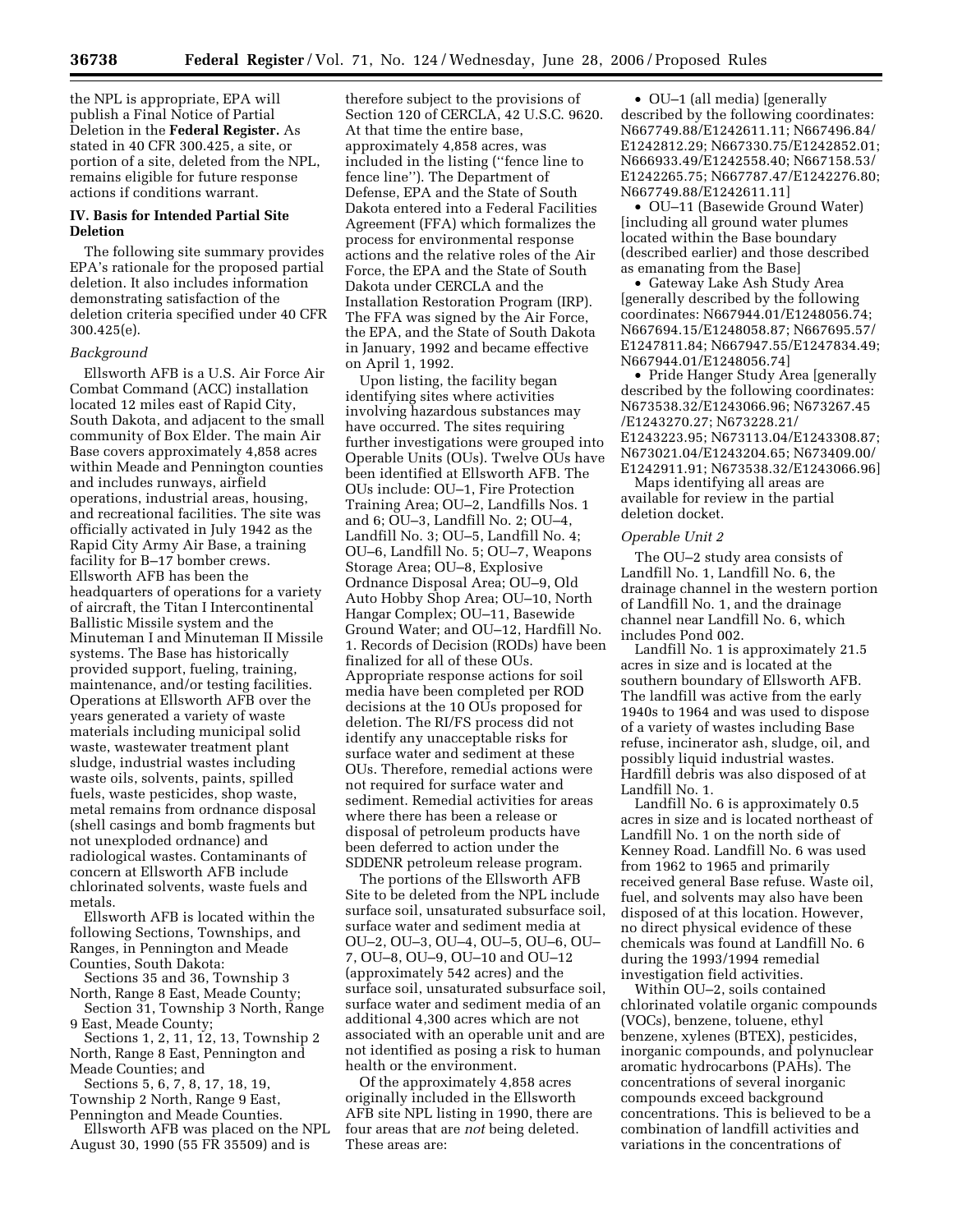the NPL is appropriate, EPA will publish a Final Notice of Partial Deletion in the **Federal Register.** As stated in 40 CFR 300.425, a site, or portion of a site, deleted from the NPL, remains eligible for future response actions if conditions warrant.

## IV. Basis for Intended Partial Site Deletion

The following site summary provides EPA's rationale for the proposed partial deletion. It also includes information demonstrating satisfaction of the deletion criteria specified under 40 CFR 300.425(e).

*Background*

Ellsworth AFB is a U.S. Air Force Air Combat Command (ACC) installation located 12 miles east of Rapid City, South Dakota, and adjacent to the small community of Box Elder. The main Air Base covers approximately 4,858 acres within Meade and Pennington counties and includes runways, airfield operations, industrial areas, housing, and recreational facilities. The site was officially activated in July 1942 as the Rapid City Army Air Base, a training facility for B–17 bomber crews. Ellsworth AFB has been the headquarters of operations for a variety of aircraft, the Titan I Intercontinental Ballistic Missile system and the Minuteman I and Minuteman II Missile systems. The Base has historically provided support, fueling, training, maintenance, and/or testing facilities. Operations at Ellsworth AFB over the years generated a variety of waste materials including municipal solid waste, wastewater treatment plant sludge, industrial wastes including waste oils, solvents, paints, spilled fuels, waste pesticides, shop waste, metal remains from ordnance disposal (shell casings and bomb fragments but not unexploded ordnance) and radiological wastes. Contaminants of concern at Ellsworth AFB include chlorinated solvents, waste fuels and metals.

Ellsworth AFB is located within the following Sections, Townships, and Ranges, in Pennington and Meade Counties, South Dakota:

Sections 35 and 36, Township 3 North, Range 8 East, Meade County;

Section 31, Township 3 North, Range 9 East, Meade County;

Sections 1, 2, 11, 12, 13, Township 2 North, Range 8 East, Pennington and Meade Counties; and

Sections 5, 6, 7, 8, 17, 18, 19, Township 2 North, Range 9 East, Pennington and Meade Counties.

Ellsworth AFB was placed on the NPL August 30, 1990 (55 FR 35509) and is therefore subject to the provisions of Section 120 of CERCLA, 42 U.S.C. 9620. At that time the entire base, approximately 4,858 acres, was included in the listing (''fence line to fence line''). The Department of Defense, EPA and the State of South Dakota entered into a Federal Facilities Agreement (FFA) which formalizes the process for environmental response actions and the relative roles of the Air Force, the EPA and the State of South Dakota under CERCLA and the Installation Restoration Program (IRP). The FFA was signed by the Air Force, the EPA, and the State of South Dakota in January, 1992 and became effective on April 1, 1992.

Upon listing, the facility began identifying sites where activities involving hazardous substances may have occurred. The sites requiring further investigations were grouped into Operable Units (OUs). Twelve OUs have been identified at Ellsworth AFB. The OUs include: OU–1, Fire Protection Training Area; OU–2, Landfills Nos. 1 and 6; OU–3, Landfill No. 2; OU–4, Landfill No. 3; OU–5, Landfill No. 4; OU–6, Landfill No. 5; OU–7, Weapons Storage Area; OU–8, Explosive Ordnance Disposal Area; OU–9, Old Auto Hobby Shop Area; OU–10, North Hangar Complex; OU–11, Basewide Ground Water; and OU–12, Hardfill No. 1. Records of Decision (RODs) have been finalized for all of these OUs. Appropriate response actions for soil media have been completed per ROD decisions at the 10 OUs proposed for deletion. The RI/FS process did not identify any unacceptable risks for surface water and sediment at these OUs. Therefore, remedial actions were not required for surface water and sediment. Remedial activities for areas where there has been a release or disposal of petroleum products have been deferred to action under the SDDENR petroleum release program.

The portions of the Ellsworth AFB Site to be deleted from the NPL include surface soil, unsaturated subsurface soil, surface water and sediment media at OU–2, OU–3, OU–4, OU–5, OU–6, OU–7, OU–8, OU–9, OU–10 and OU–12 (approximately 542 acres) and the surface soil, unsaturated subsurface soil, surface water and sediment media of an additional 4,300 acres which are not associated with an operable unit and are not identified as posing a risk to human health or the environment.

Of the approximately 4,858 acres originally included in the Ellsworth AFB site NPL listing in 1990, there are four areas that are *not* being deleted. These areas are:

- OU–1 (all media) [generally described by the following coordinates: N667749.88/E1242611.11; N667496.84/E1242812.29; N667330.75/E1242852.01; N666933.49/E1242558.40; N667158.53/E1242265.75; N667787.47/E1242276.80; N667749.88/E1242611.11]
- OU–11 (Basewide Ground Water) [including all ground water plumes located within the Base boundary (described earlier) and those described as emanating from the Base]
- Gateway Lake Ash Study Area [generally described by the following coordinates: N667944.01/E1248056.74; N667694.15/E1248058.87; N667695.57/E1247811.84; N667947.55/E1247834.49; N667944.01/E1248056.74]
- Pride Hanger Study Area [generally described by the following coordinates: N673538.32/E1243066.96; N673267.45/E1243270.27; N673228.21/E1243223.95; N673113.04/E1243308.87; N673021.04/E1243204.65; N673409.00/E1242911.91; N673538.32/E1243066.96]

Maps identifying all areas are available for review in the partial deletion docket.

*Operable Unit 2*

The OU–2 study area consists of Landfill No. 1, Landfill No. 6, the drainage channel in the western portion of Landfill No. 1, and the drainage channel near Landfill No. 6, which includes Pond 002.

Landfill No. 1 is approximately 21.5 acres in size and is located at the southern boundary of Ellsworth AFB. The landfill was active from the early 1940s to 1964 and was used to dispose of a variety of wastes including Base refuse, incinerator ash, sludge, oil, and possibly liquid industrial wastes. Hardfill debris was also disposed of at Landfill No. 1.

Landfill No. 6 is approximately 0.5 acres in size and is located northeast of Landfill No. 1 on the north side of Kenney Road. Landfill No. 6 was used from 1962 to 1965 and primarily received general Base refuse. Waste oil, fuel, and solvents may also have been disposed of at this location. However, no direct physical evidence of these chemicals was found at Landfill No. 6 during the 1993/1994 remedial investigation field activities.

Within OU–2, soils contained chlorinated volatile organic compounds (VOCs), benzene, toluene, ethyl benzene, xylenes (BTEX), pesticides, inorganic compounds, and polynuclear aromatic hydrocarbons (PAHs). The concentrations of several inorganic compounds exceed background concentrations. This is believed to be a combination of landfill activities and variations in the concentrations of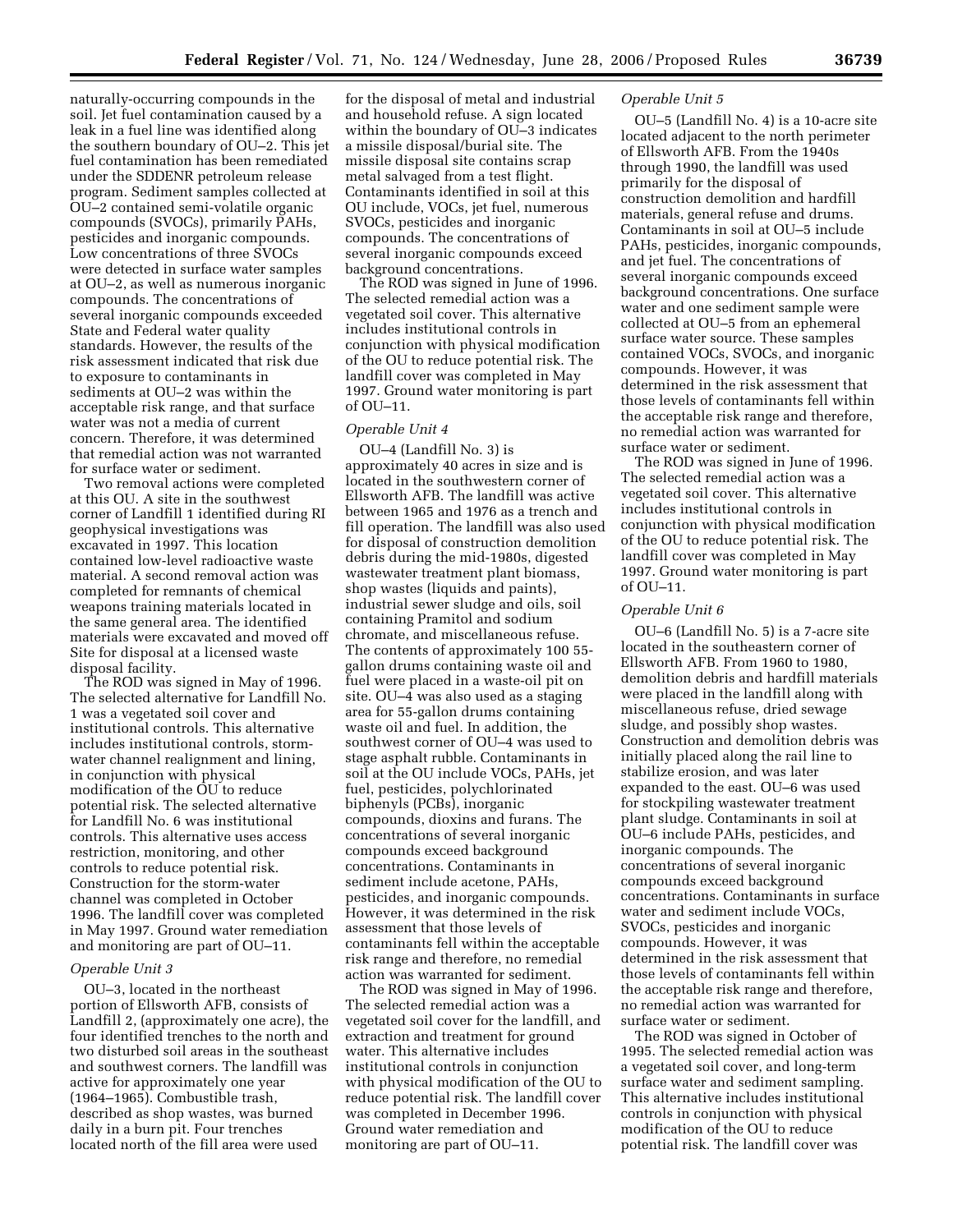naturally-occurring compounds in the soil. Jet fuel contamination caused by a leak in a fuel line was identified along the southern boundary of OU–2. This jet fuel contamination has been remediated under the SDDENR petroleum release program. Sediment samples collected at OU–2 contained semi-volatile organic compounds (SVOCs), primarily PAHs, pesticides and inorganic compounds. Low concentrations of three SVOCs were detected in surface water samples at OU–2, as well as numerous inorganic compounds. The concentrations of several inorganic compounds exceeded State and Federal water quality standards. However, the results of the risk assessment indicated that risk due to exposure to contaminants in sediments at OU–2 was within the acceptable risk range, and that surface water was not a media of current concern. Therefore, it was determined that remedial action was not warranted for surface water or sediment.

Two removal actions were completed at this OU. A site in the southwest corner of Landfill 1 identified during RI geophysical investigations was excavated in 1997. This location contained low-level radioactive waste material. A second removal action was completed for remnants of chemical weapons training materials located in the same general area. The identified materials were excavated and moved off Site for disposal at a licensed waste disposal facility.

The ROD was signed in May of 1996. The selected alternative for Landfill No. 1 was a vegetated soil cover and institutional controls. This alternative includes institutional controls, storm-water channel realignment and lining, in conjunction with physical modification of the OU to reduce potential risk. The selected alternative for Landfill No. 6 was institutional controls. This alternative uses access restriction, monitoring, and other controls to reduce potential risk. Construction for the storm-water channel was completed in October 1996. The landfill cover was completed in May 1997. Ground water remediation and monitoring are part of OU–11.

*Operable Unit 3*

OU–3, located in the northeast portion of Ellsworth AFB, consists of Landfill 2, (approximately one acre), the four identified trenches to the north and two disturbed soil areas in the southeast and southwest corners. The landfill was active for approximately one year (1964–1965). Combustible trash, described as shop wastes, was burned daily in a burn pit. Four trenches located north of the fill area were used for the disposal of metal and industrial and household refuse. A sign located within the boundary of OU–3 indicates a missile disposal/burial site. The missile disposal site contains scrap metal salvaged from a test flight. Contaminants identified in soil at this OU include, VOCs, jet fuel, numerous SVOCs, pesticides and inorganic compounds. The concentrations of several inorganic compounds exceed background concentrations.

The ROD was signed in June of 1996. The selected remedial action was a vegetated soil cover. This alternative includes institutional controls in conjunction with physical modification of the OU to reduce potential risk. The landfill cover was completed in May 1997. Ground water monitoring is part of OU–11.

*Operable Unit 4*

OU–4 (Landfill No. 3) is approximately 40 acres in size and is located in the southwestern corner of Ellsworth AFB. The landfill was active between 1965 and 1976 as a trench and fill operation. The landfill was also used for disposal of construction demolition debris during the mid-1980s, digested wastewater treatment plant biomass, shop wastes (liquids and paints), industrial sewer sludge and oils, soil containing Pramitol and sodium chromate, and miscellaneous refuse. The contents of approximately 100 55-gallon drums containing waste oil and fuel were placed in a waste-oil pit on site. OU–4 was also used as a staging area for 55-gallon drums containing waste oil and fuel. In addition, the southwest corner of OU–4 was used to stage asphalt rubble. Contaminants in soil at the OU include VOCs, PAHs, jet fuel, pesticides, polychlorinated biphenyls (PCBs), inorganic compounds, dioxins and furans. The concentrations of several inorganic compounds exceed background concentrations. Contaminants in sediment include acetone, PAHs, pesticides, and inorganic compounds. However, it was determined in the risk assessment that those levels of contaminants fell within the acceptable risk range and therefore, no remedial action was warranted for sediment.

The ROD was signed in May of 1996. The selected remedial action was a vegetated soil cover for the landfill, and extraction and treatment for ground water. This alternative includes institutional controls in conjunction with physical modification of the OU to reduce potential risk. The landfill cover was completed in December 1996. Ground water remediation and monitoring are part of OU–11.

*Operable Unit 5*

OU–5 (Landfill No. 4) is a 10-acre site located adjacent to the north perimeter of Ellsworth AFB. From the 1940s through 1990, the landfill was used primarily for the disposal of construction demolition and hardfill materials, general refuse and drums. Contaminants in soil at OU–5 include PAHs, pesticides, inorganic compounds, and jet fuel. The concentrations of several inorganic compounds exceed background concentrations. One surface water and one sediment sample were collected at OU–5 from an ephemeral surface water source. These samples contained VOCs, SVOCs, and inorganic compounds. However, it was determined in the risk assessment that those levels of contaminants fell within the acceptable risk range and therefore, no remedial action was warranted for surface water or sediment.

The ROD was signed in June of 1996. The selected remedial action was a vegetated soil cover. This alternative includes institutional controls in conjunction with physical modification of the OU to reduce potential risk. The landfill cover was completed in May 1997. Ground water monitoring is part of OU–11.

*Operable Unit 6*

OU–6 (Landfill No. 5) is a 7-acre site located in the southeastern corner of Ellsworth AFB. From 1960 to 1980, demolition debris and hardfill materials were placed in the landfill along with miscellaneous refuse, dried sewage sludge, and possibly shop wastes. Construction and demolition debris was initially placed along the rail line to stabilize erosion, and was later expanded to the east. OU–6 was used for stockpiling wastewater treatment plant sludge. Contaminants in soil at OU–6 include PAHs, pesticides, and inorganic compounds. The concentrations of several inorganic compounds exceed background concentrations. Contaminants in surface water and sediment include VOCs, SVOCs, pesticides and inorganic compounds. However, it was determined in the risk assessment that those levels of contaminants fell within the acceptable risk range and therefore, no remedial action was warranted for surface water or sediment.

The ROD was signed in October of 1995. The selected remedial action was a vegetated soil cover, and long-term surface water and sediment sampling. This alternative includes institutional controls in conjunction with physical modification of the OU to reduce potential risk. The landfill cover was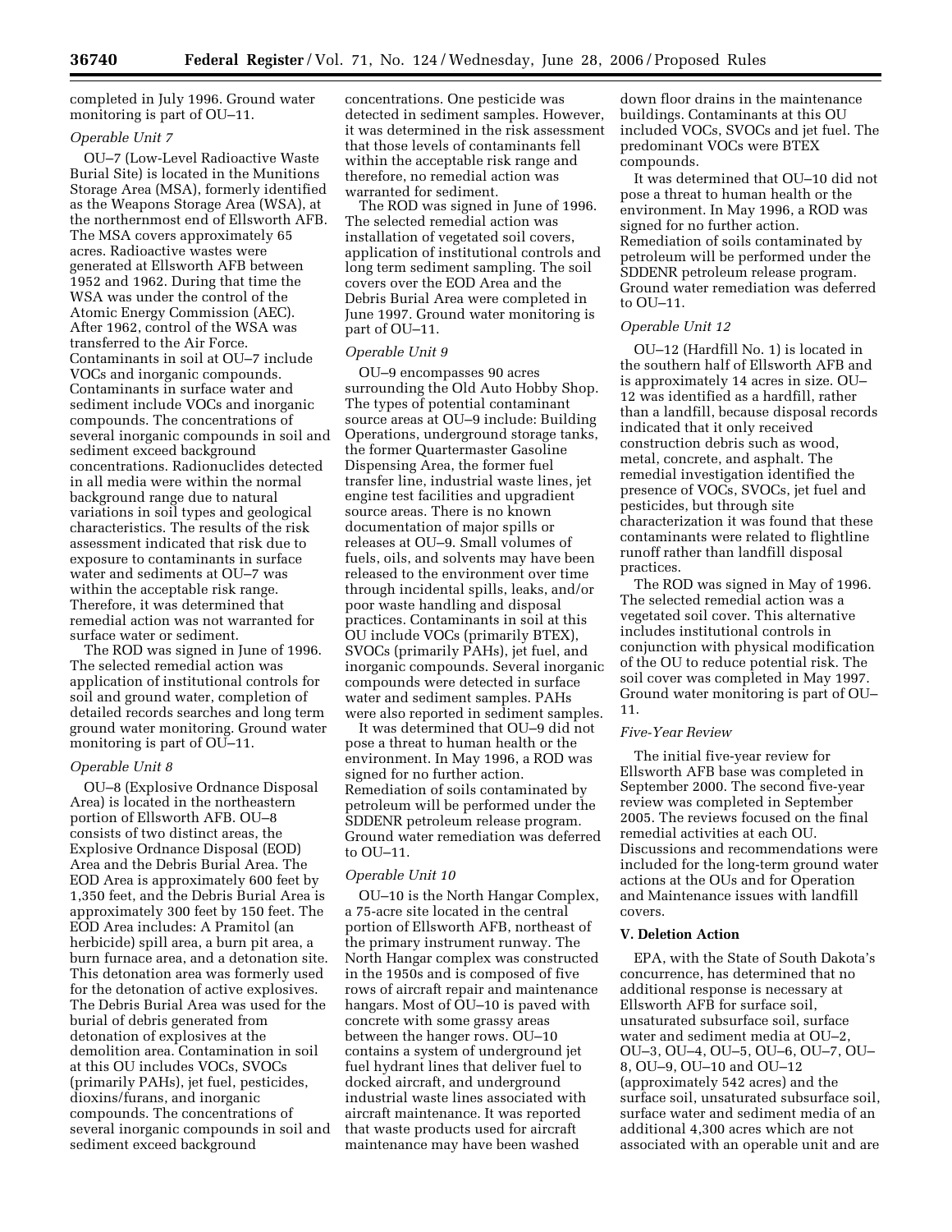completed in July 1996. Ground water monitoring is part of OU–11.

*Operable Unit 7*

OU–7 (Low-Level Radioactive Waste Burial Site) is located in the Munitions Storage Area (MSA), formerly identified as the Weapons Storage Area (WSA), at the northernmost end of Ellsworth AFB. The MSA covers approximately 65 acres. Radioactive wastes were generated at Ellsworth AFB between 1952 and 1962. During that time the WSA was under the control of the Atomic Energy Commission (AEC). After 1962, control of the WSA was transferred to the Air Force. Contaminants in soil at OU–7 include VOCs and inorganic compounds. Contaminants in surface water and sediment include VOCs and inorganic compounds. The concentrations of several inorganic compounds in soil and sediment exceed background concentrations. Radionuclides detected in all media were within the normal background range due to natural variations in soil types and geological characteristics. The results of the risk assessment indicated that risk due to exposure to contaminants in surface water and sediments at OU–7 was within the acceptable risk range. Therefore, it was determined that remedial action was not warranted for surface water or sediment.

The ROD was signed in June of 1996. The selected remedial action was application of institutional controls for soil and ground water, completion of detailed records searches and long term ground water monitoring. Ground water monitoring is part of OU–11.

*Operable Unit 8*

OU–8 (Explosive Ordnance Disposal Area) is located in the northeastern portion of Ellsworth AFB. OU–8 consists of two distinct areas, the Explosive Ordnance Disposal (EOD) Area and the Debris Burial Area. The EOD Area is approximately 600 feet by 1,350 feet, and the Debris Burial Area is approximately 300 feet by 150 feet. The EOD Area includes: A Pramitol (an herbicide) spill area, a burn pit area, a burn furnace area, and a detonation site. This detonation area was formerly used for the detonation of active explosives. The Debris Burial Area was used for the burial of debris generated from detonation of explosives at the demolition area. Contamination in soil at this OU includes VOCs, SVOCs (primarily PAHs), jet fuel, pesticides, dioxins/furans, and inorganic compounds. The concentrations of several inorganic compounds in soil and sediment exceed background concentrations. One pesticide was detected in sediment samples. However, it was determined in the risk assessment that those levels of contaminants fell within the acceptable risk range and therefore, no remedial action was warranted for sediment.

The ROD was signed in June of 1996. The selected remedial action was installation of vegetated soil covers, application of institutional controls and long term sediment sampling. The soil covers over the EOD Area and the Debris Burial Area were completed in June 1997. Ground water monitoring is part of OU–11.

*Operable Unit 9*

OU–9 encompasses 90 acres surrounding the Old Auto Hobby Shop. The types of potential contaminant source areas at OU–9 include: Building Operations, underground storage tanks, the former Quartermaster Gasoline Dispensing Area, the former fuel transfer line, industrial waste lines, jet engine test facilities and upgradient source areas. There is no known documentation of major spills or releases at OU–9. Small volumes of fuels, oils, and solvents may have been released to the environment over time through incidental spills, leaks, and/or poor waste handling and disposal practices. Contaminants in soil at this OU include VOCs (primarily BTEX), SVOCs (primarily PAHs), jet fuel, and inorganic compounds. Several inorganic compounds were detected in surface water and sediment samples. PAHs were also reported in sediment samples.

It was determined that OU–9 did not pose a threat to human health or the environment. In May 1996, a ROD was signed for no further action. Remediation of soils contaminated by petroleum will be performed under the SDDENR petroleum release program. Ground water remediation was deferred to OU–11.

*Operable Unit 10*

OU–10 is the North Hangar Complex, a 75-acre site located in the central portion of Ellsworth AFB, northeast of the primary instrument runway. The North Hangar complex was constructed in the 1950s and is composed of five rows of aircraft repair and maintenance hangars. Most of OU–10 is paved with concrete with some grassy areas between the hanger rows. OU–10 contains a system of underground jet fuel hydrant lines that deliver fuel to docked aircraft, and underground industrial waste lines associated with aircraft maintenance. It was reported that waste products used for aircraft maintenance may have been washed down floor drains in the maintenance buildings. Contaminants at this OU included VOCs, SVOCs and jet fuel. The predominant VOCs were BTEX compounds.

It was determined that OU–10 did not pose a threat to human health or the environment. In May 1996, a ROD was signed for no further action. Remediation of soils contaminated by petroleum will be performed under the SDDENR petroleum release program. Ground water remediation was deferred to OU–11.

*Operable Unit 12*

OU–12 (Hardfill No. 1) is located in the southern half of Ellsworth AFB and is approximately 14 acres in size. OU–12 was identified as a hardfill, rather than a landfill, because disposal records indicated that it only received construction debris such as wood, metal, concrete, and asphalt. The remedial investigation identified the presence of VOCs, SVOCs, jet fuel and pesticides, but through site characterization it was found that these contaminants were related to flightline runoff rather than landfill disposal practices.

The ROD was signed in May of 1996. The selected remedial action was a vegetated soil cover. This alternative includes institutional controls in conjunction with physical modification of the OU to reduce potential risk. The soil cover was completed in May 1997. Ground water monitoring is part of OU–11.

*Five-Year Review*

The initial five-year review for Ellsworth AFB base was completed in September 2000. The second five-year review was completed in September 2005. The reviews focused on the final remedial activities at each OU. Discussions and recommendations were included for the long-term ground water actions at the OUs and for Operation and Maintenance issues with landfill covers.

**V. Deletion Action**

EPA, with the State of South Dakota's concurrence, has determined that no additional response is necessary at Ellsworth AFB for surface soil, unsaturated subsurface soil, surface water and sediment media at OU–2, OU–3, OU–4, OU–5, OU–6, OU–7, OU–8, OU–9, OU–10 and OU–12 (approximately 542 acres) and the surface soil, unsaturated subsurface soil, surface water and sediment media of an additional 4,300 acres which are not associated with an operable unit and are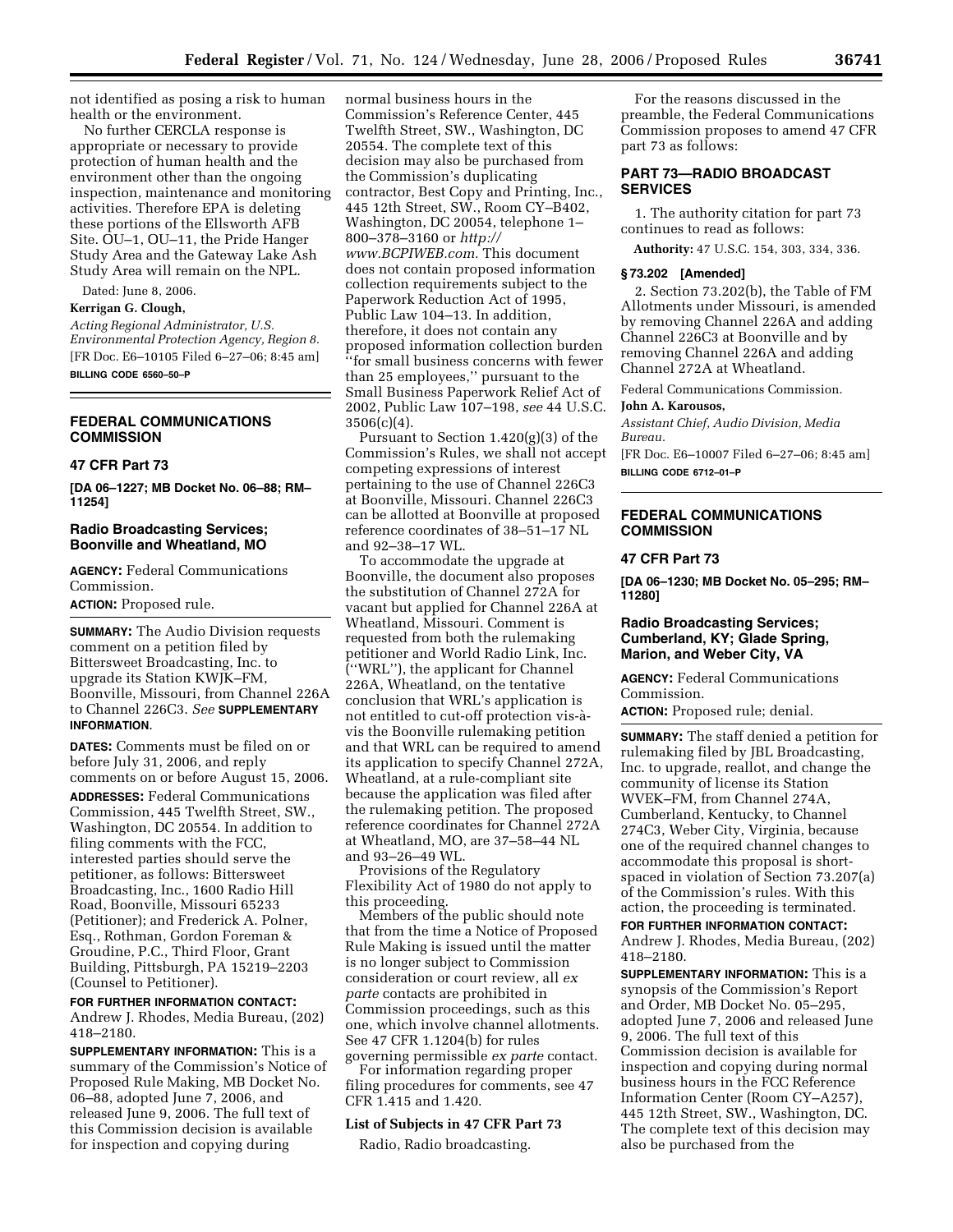not identified as posing a risk to human health or the environment.

No further CERCLA response is appropriate or necessary to provide protection of human health and the environment other than the ongoing inspection, maintenance and monitoring activities. Therefore EPA is deleting these portions of the Ellsworth AFB Site. OU–1, OU–11, the Pride Hanger Study Area and the Gateway Lake Ash Study Area will remain on the NPL.

Dated: June 8, 2006.

**Kerrigan G. Clough,**

*Acting Regional Administrator, U.S. Environmental Protection Agency, Region 8.*

[FR Doc. E6–10105 Filed 6–27–06; 8:45 am]

**BILLING CODE 6560–50–P**

## FEDERAL COMMUNICATIONS COMMISSION

### 47 CFR Part 73

**[DA 06–1227; MB Docket No. 06–88; RM–11254]**

### Radio Broadcasting Services; Boonville and Wheatland, MO

**AGENCY:** Federal Communications Commission.

**ACTION:** Proposed rule.

**SUMMARY:** The Audio Division requests comment on a petition filed by Bittersweet Broadcasting, Inc. to upgrade its Station KWJK–FM, Boonville, Missouri, from Channel 226A to Channel 226C3. *See* **SUPPLEMENTARY INFORMATION**.

**DATES:** Comments must be filed on or before July 31, 2006, and reply comments on or before August 15, 2006.

**ADDRESSES:** Federal Communications Commission, 445 Twelfth Street, SW., Washington, DC 20554. In addition to filing comments with the FCC, interested parties should serve the petitioner, as follows: Bittersweet Broadcasting, Inc., 1600 Radio Hill Road, Boonville, Missouri 65233 (Petitioner); and Frederick A. Polner, Esq., Rothman, Gordon Foreman & Groudine, P.C., Third Floor, Grant Building, Pittsburgh, PA 15219–2203 (Counsel to Petitioner).

**FOR FURTHER INFORMATION CONTACT:** Andrew J. Rhodes, Media Bureau, (202) 418–2180.

**SUPPLEMENTARY INFORMATION:** This is a summary of the Commission's Notice of Proposed Rule Making, MB Docket No. 06–88, adopted June 7, 2006, and released June 9, 2006. The full text of this Commission decision is available for inspection and copying during normal business hours in the Commission's Reference Center, 445 Twelfth Street, SW., Washington, DC 20554. The complete text of this decision may also be purchased from the Commission's duplicating contractor, Best Copy and Printing, Inc., 445 12th Street, SW., Room CY–B402, Washington, DC 20054, telephone 1–800–378–3160 or *http://www.BCPIWEB.com.* This document does not contain proposed information collection requirements subject to the Paperwork Reduction Act of 1995, Public Law 104–13. In addition, therefore, it does not contain any proposed information collection burden ''for small business concerns with fewer than 25 employees,'' pursuant to the Small Business Paperwork Relief Act of 2002, Public Law 107–198, *see* 44 U.S.C. 3506(c)(4).

Pursuant to Section 1.420(g)(3) of the Commission's Rules, we shall not accept competing expressions of interest pertaining to the use of Channel 226C3 at Boonville, Missouri. Channel 226C3 can be allotted at Boonville at proposed reference coordinates of 38–51–17 NL and 92–38–17 WL.

To accommodate the upgrade at Boonville, the document also proposes the substitution of Channel 272A for vacant but applied for Channel 226A at Wheatland, Missouri. Comment is requested from both the rulemaking petitioner and World Radio Link, Inc. (''WRL''), the applicant for Channel 226A, Wheatland, on the tentative conclusion that WRL's application is not entitled to cut-off protection vis-à-vis the Boonville rulemaking petition and that WRL can be required to amend its application to specify Channel 272A, Wheatland, at a rule-compliant site because the application was filed after the rulemaking petition. The proposed reference coordinates for Channel 272A at Wheatland, MO, are 37–58–44 NL and 93–26–49 WL.

Provisions of the Regulatory Flexibility Act of 1980 do not apply to this proceeding.

Members of the public should note that from the time a Notice of Proposed Rule Making is issued until the matter is no longer subject to Commission consideration or court review, all *ex parte* contacts are prohibited in Commission proceedings, such as this one, which involve channel allotments. See 47 CFR 1.1204(b) for rules governing permissible *ex parte* contact.

For information regarding proper filing procedures for comments, see 47 CFR 1.415 and 1.420.

#### List of Subjects in 47 CFR Part 73

Radio, Radio broadcasting.

For the reasons discussed in the preamble, the Federal Communications Commission proposes to amend 47 CFR part 73 as follows:

#### PART 73—RADIO BROADCAST SERVICES

1. The authority citation for part 73 continues to read as follows:

**Authority:** 47 U.S.C. 154, 303, 334, 336.

#### § 73.202 [Amended]

2. Section 73.202(b), the Table of FM Allotments under Missouri, is amended by removing Channel 226A and adding Channel 226C3 at Boonville and by removing Channel 226A and adding Channel 272A at Wheatland.

Federal Communications Commission.

**John A. Karousos,**

*Assistant Chief, Audio Division, Media Bureau.*

[FR Doc. E6–10007 Filed 6–27–06; 8:45 am]

**BILLING CODE 6712–01–P**

## FEDERAL COMMUNICATIONS COMMISSION

### 47 CFR Part 73

**[DA 06–1230; MB Docket No. 05–295; RM–11280]**

### Radio Broadcasting Services; Cumberland, KY; Glade Spring, Marion, and Weber City, VA

**AGENCY:** Federal Communications Commission.

**ACTION:** Proposed rule; denial.

**SUMMARY:** The staff denied a petition for rulemaking filed by JBL Broadcasting, Inc. to upgrade, reallot, and change the community of license its Station WVEK–FM, from Channel 274A, Cumberland, Kentucky, to Channel 274C3, Weber City, Virginia, because one of the required channel changes to accommodate this proposal is short-spaced in violation of Section 73.207(a) of the Commission's rules. With this action, the proceeding is terminated.

**FOR FURTHER INFORMATION CONTACT:** Andrew J. Rhodes, Media Bureau, (202) 418–2180.

**SUPPLEMENTARY INFORMATION:** This is a synopsis of the Commission's Report and Order, MB Docket No. 05–295, adopted June 7, 2006 and released June 9, 2006. The full text of this Commission decision is available for inspection and copying during normal business hours in the FCC Reference Information Center (Room CY–A257), 445 12th Street, SW., Washington, DC. The complete text of this decision may also be purchased from the